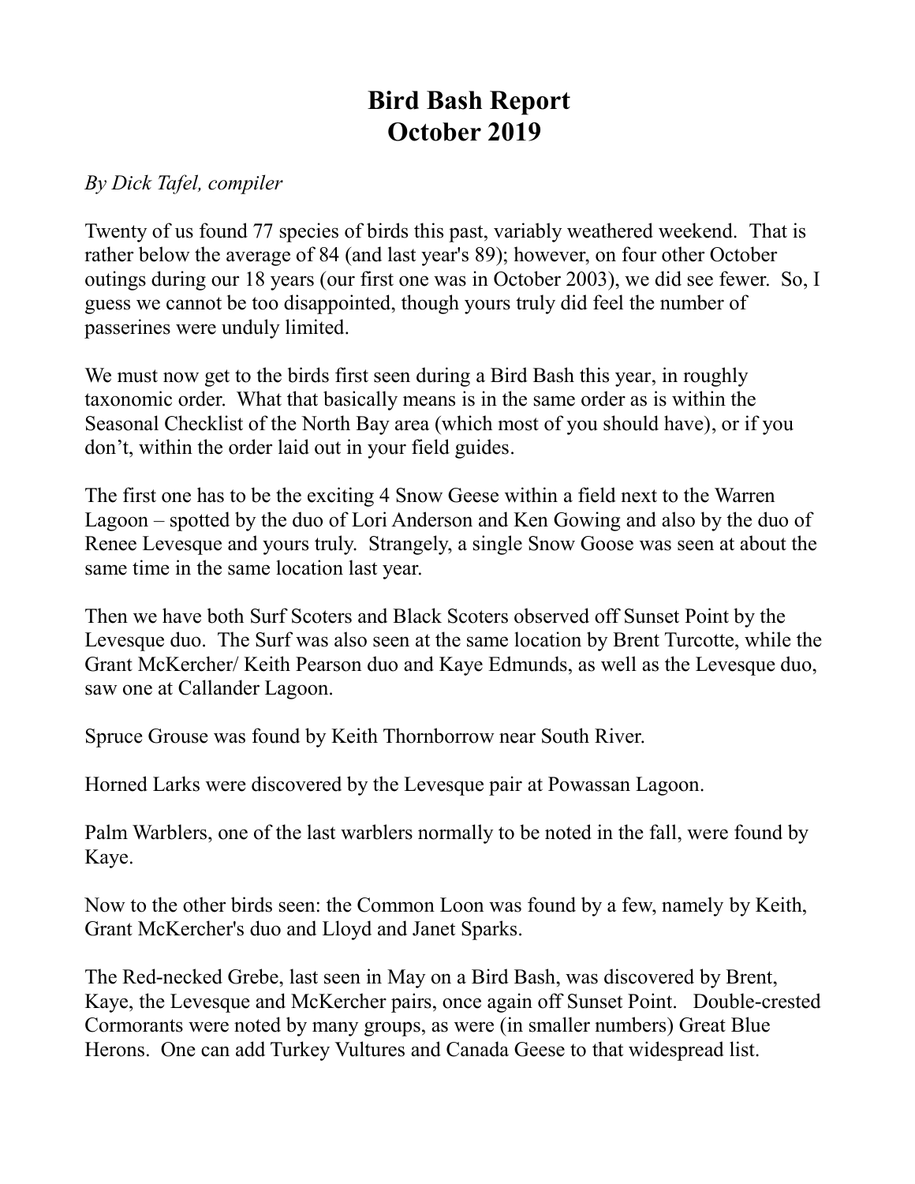# Bird Bash Report
# October 2019

*By Dick Tafel, compiler*

Twenty of us found 77 species of birds this past, variably weathered weekend. That is rather below the average of 84 (and last year's 89); however, on four other October outings during our 18 years (our first one was in October 2003), we did see fewer. So, I guess we cannot be too disappointed, though yours truly did feel the number of passerines were unduly limited.

We must now get to the birds first seen during a Bird Bash this year, in roughly taxonomic order. What that basically means is in the same order as is within the Seasonal Checklist of the North Bay area (which most of you should have), or if you don't, within the order laid out in your field guides.

The first one has to be the exciting 4 Snow Geese within a field next to the Warren Lagoon – spotted by the duo of Lori Anderson and Ken Gowing and also by the duo of Renee Levesque and yours truly. Strangely, a single Snow Goose was seen at about the same time in the same location last year.

Then we have both Surf Scoters and Black Scoters observed off Sunset Point by the Levesque duo. The Surf was also seen at the same location by Brent Turcotte, while the Grant McKercher/ Keith Pearson duo and Kaye Edmunds, as well as the Levesque duo, saw one at Callander Lagoon.

Spruce Grouse was found by Keith Thornborrow near South River.

Horned Larks were discovered by the Levesque pair at Powassan Lagoon.

Palm Warblers, one of the last warblers normally to be noted in the fall, were found by Kaye.

Now to the other birds seen: the Common Loon was found by a few, namely by Keith, Grant McKercher's duo and Lloyd and Janet Sparks.

The Red-necked Grebe, last seen in May on a Bird Bash, was discovered by Brent, Kaye, the Levesque and McKercher pairs, once again off Sunset Point. Double-crested Cormorants were noted by many groups, as were (in smaller numbers) Great Blue Herons. One can add Turkey Vultures and Canada Geese to that widespread list.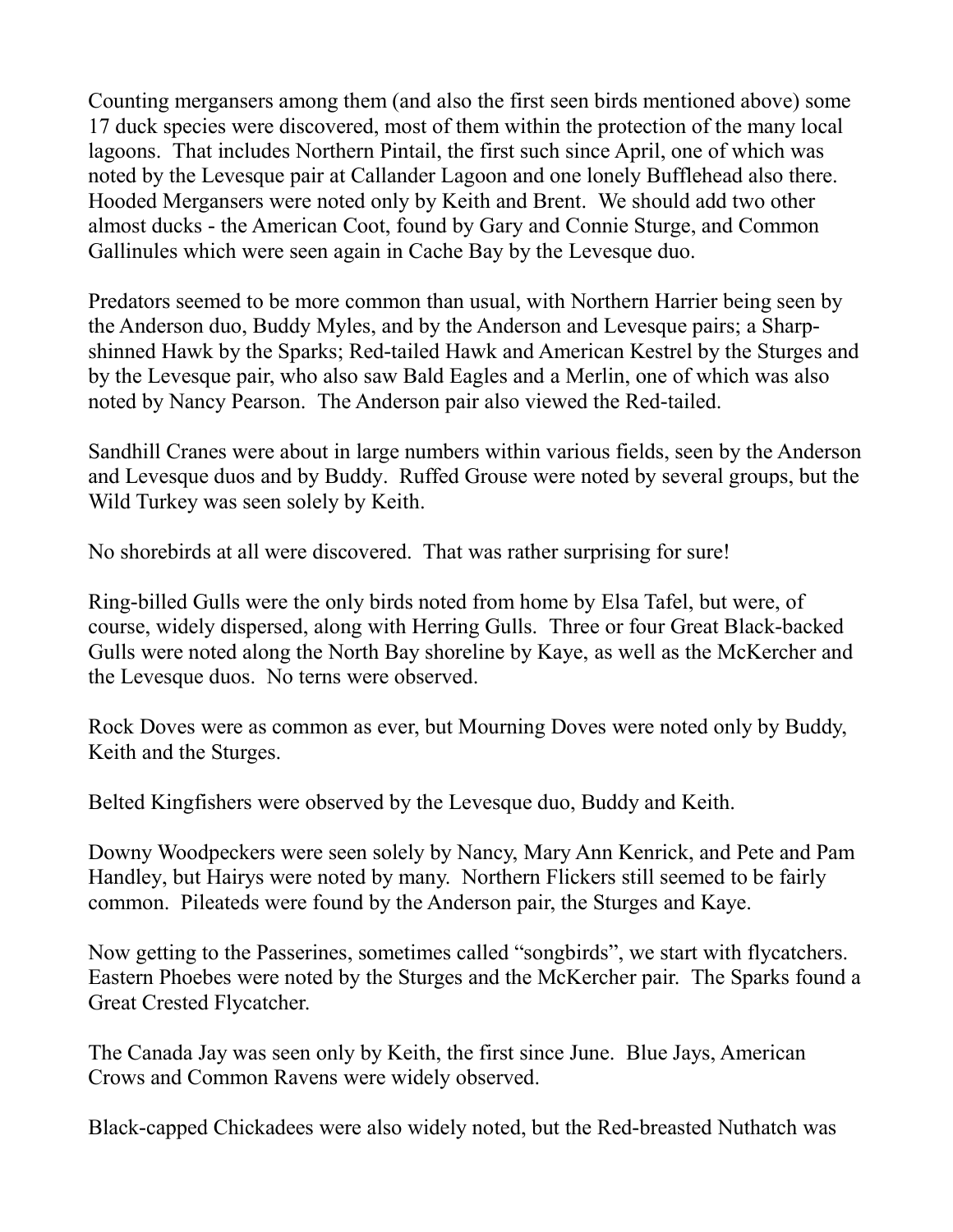Counting mergansers among them (and also the first seen birds mentioned above) some 17 duck species were discovered, most of them within the protection of the many local lagoons. That includes Northern Pintail, the first such since April, one of which was noted by the Levesque pair at Callander Lagoon and one lonely Bufflehead also there. Hooded Mergansers were noted only by Keith and Brent. We should add two other almost ducks - the American Coot, found by Gary and Connie Sturge, and Common Gallinules which were seen again in Cache Bay by the Levesque duo.

Predators seemed to be more common than usual, with Northern Harrier being seen by the Anderson duo, Buddy Myles, and by the Anderson and Levesque pairs; a Sharp-shinned Hawk by the Sparks; Red-tailed Hawk and American Kestrel by the Sturges and by the Levesque pair, who also saw Bald Eagles and a Merlin, one of which was also noted by Nancy Pearson. The Anderson pair also viewed the Red-tailed.

Sandhill Cranes were about in large numbers within various fields, seen by the Anderson and Levesque duos and by Buddy. Ruffed Grouse were noted by several groups, but the Wild Turkey was seen solely by Keith.

No shorebirds at all were discovered. That was rather surprising for sure!

Ring-billed Gulls were the only birds noted from home by Elsa Tafel, but were, of course, widely dispersed, along with Herring Gulls. Three or four Great Black-backed Gulls were noted along the North Bay shoreline by Kaye, as well as the McKercher and the Levesque duos. No terns were observed.

Rock Doves were as common as ever, but Mourning Doves were noted only by Buddy, Keith and the Sturges.

Belted Kingfishers were observed by the Levesque duo, Buddy and Keith.

Downy Woodpeckers were seen solely by Nancy, Mary Ann Kenrick, and Pete and Pam Handley, but Hairys were noted by many. Northern Flickers still seemed to be fairly common. Pileateds were found by the Anderson pair, the Sturges and Kaye.

Now getting to the Passerines, sometimes called "songbirds", we start with flycatchers. Eastern Phoebes were noted by the Sturges and the McKercher pair. The Sparks found a Great Crested Flycatcher.

The Canada Jay was seen only by Keith, the first since June. Blue Jays, American Crows and Common Ravens were widely observed.

Black-capped Chickadees were also widely noted, but the Red-breasted Nuthatch was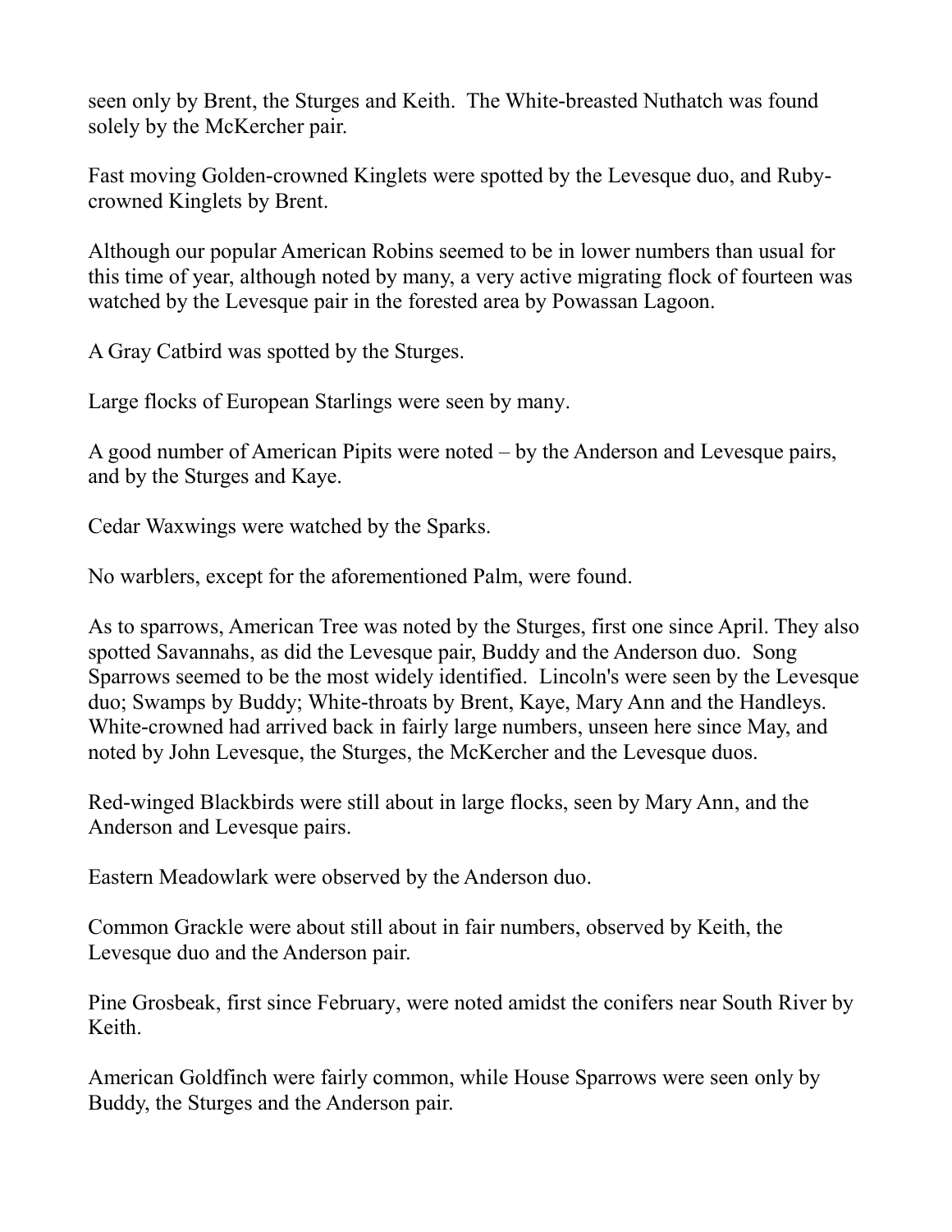seen only by Brent, the Sturges and Keith. The White-breasted Nuthatch was found solely by the McKercher pair.

Fast moving Golden-crowned Kinglets were spotted by the Levesque duo, and Ruby-crowned Kinglets by Brent.

Although our popular American Robins seemed to be in lower numbers than usual for this time of year, although noted by many, a very active migrating flock of fourteen was watched by the Levesque pair in the forested area by Powassan Lagoon.

A Gray Catbird was spotted by the Sturges.

Large flocks of European Starlings were seen by many.

A good number of American Pipits were noted – by the Anderson and Levesque pairs, and by the Sturges and Kaye.

Cedar Waxwings were watched by the Sparks.

No warblers, except for the aforementioned Palm, were found.

As to sparrows, American Tree was noted by the Sturges, first one since April. They also spotted Savannahs, as did the Levesque pair, Buddy and the Anderson duo. Song Sparrows seemed to be the most widely identified. Lincoln's were seen by the Levesque duo; Swamps by Buddy; White-throats by Brent, Kaye, Mary Ann and the Handleys. White-crowned had arrived back in fairly large numbers, unseen here since May, and noted by John Levesque, the Sturges, the McKercher and the Levesque duos.

Red-winged Blackbirds were still about in large flocks, seen by Mary Ann, and the Anderson and Levesque pairs.

Eastern Meadowlark were observed by the Anderson duo.

Common Grackle were about still about in fair numbers, observed by Keith, the Levesque duo and the Anderson pair.

Pine Grosbeak, first since February, were noted amidst the conifers near South River by Keith.

American Goldfinch were fairly common, while House Sparrows were seen only by Buddy, the Sturges and the Anderson pair.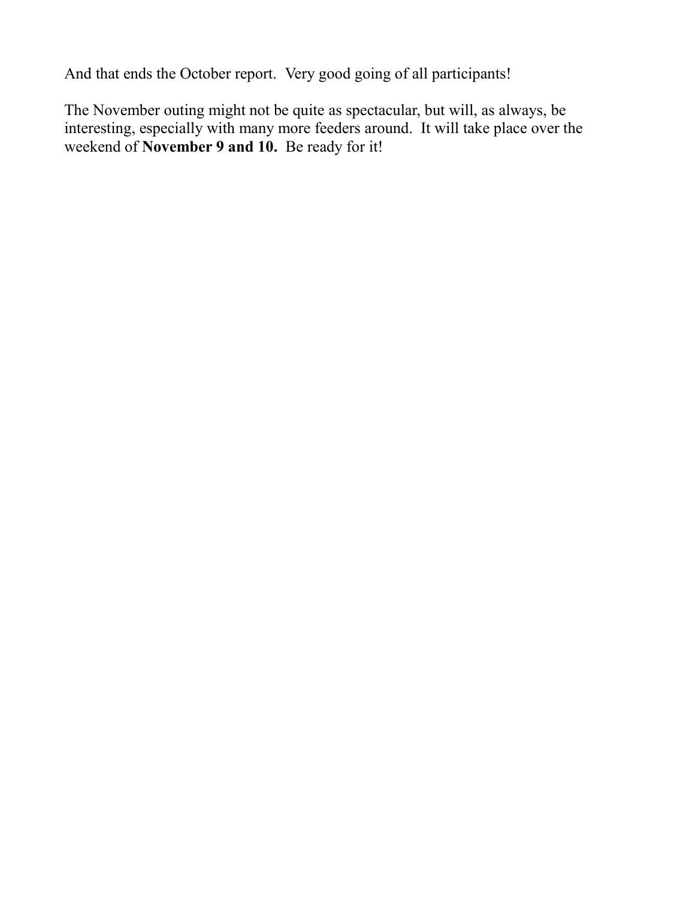And that ends the October report. Very good going of all participants!

The November outing might not be quite as spectacular, but will, as always, be interesting, especially with many more feeders around. It will take place over the weekend of **November 9 and 10.** Be ready for it!